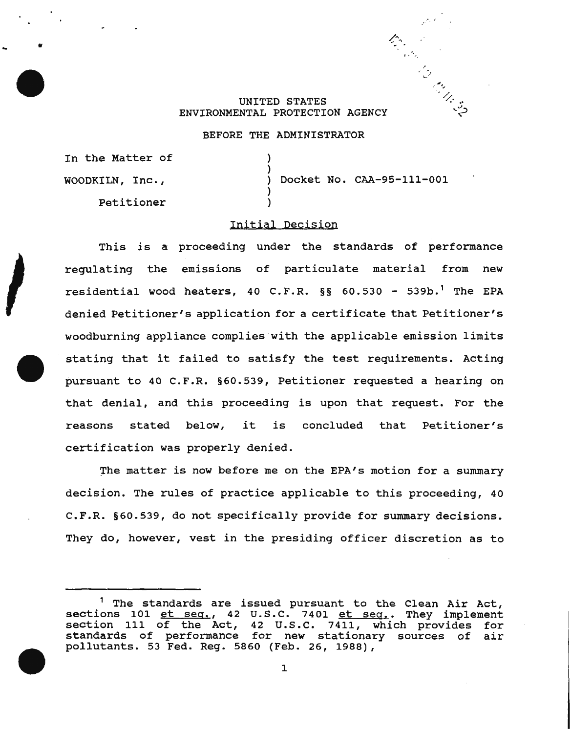UNITED STATES
ENVIRONMENTAL PROTECTION AGENCY

BEFORE THE ADMINISTRATOR

| | | |
|---|---|---|
| In the Matter of | ) | |
| | ) | |
| WOODKILN, Inc., | ) | Docket No. CAA-95-111-001 |
| | ) | |
| Petitioner | ) | |

## Initial Decision

This is a proceeding under the standards of performance regulating the emissions of particulate material from new residential wood heaters, 40 C.F.R. §§ 60.530 - 539b.[1] The EPA denied Petitioner's application for a certificate that Petitioner's woodburning appliance complies with the applicable emission limits stating that it failed to satisfy the test requirements. Acting pursuant to 40 C.F.R. §60.539, Petitioner requested a hearing on that denial, and this proceeding is upon that request. For the reasons stated below, it is concluded that Petitioner's certification was properly denied.

The matter is now before me on the EPA's motion for a summary decision. The rules of practice applicable to this proceeding, 40 C.F.R. §60.539, do not specifically provide for summary decisions. They do, however, vest in the presiding officer discretion as to

---

[1] The standards are issued pursuant to the Clean Air Act, sections 101 *et seq.*, 42 U.S.C. 7401 *et seq.*. They implement section 111 of the Act, 42 U.S.C. 7411, which provides for standards of performance for new stationary sources of air pollutants. 53 Fed. Reg. 5860 (Feb. 26, 1988),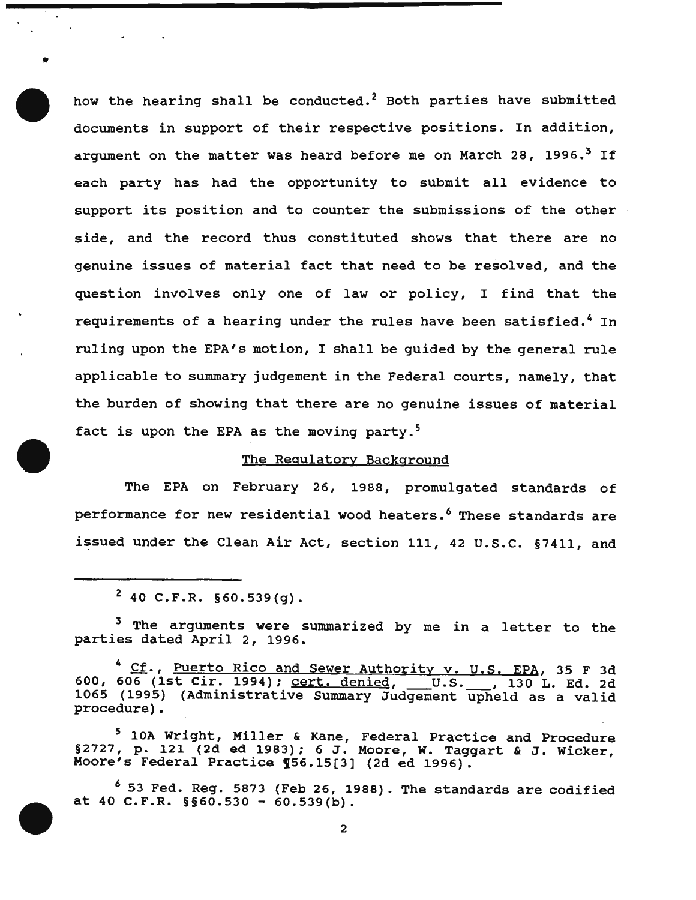how the hearing shall be conducted.[2] Both parties have submitted documents in support of their respective positions. In addition, argument on the matter was heard before me on March 28, 1996.[3] If each party has had the opportunity to submit all evidence to support its position and to counter the submissions of the other side, and the record thus constituted shows that there are no genuine issues of material fact that need to be resolved, and the question involves only one of law or policy, I find that the requirements of a hearing under the rules have been satisfied.[4] In ruling upon the EPA's motion, I shall be guided by the general rule applicable to summary judgement in the Federal courts, namely, that the burden of showing that there are no genuine issues of material fact is upon the EPA as the moving party.[5]

<u>The Regulatory Background</u>

The EPA on February 26, 1988, promulgated standards of performance for new residential wood heaters.[6] These standards are issued under the Clean Air Act, section 111, 42 U.S.C. §7411, and

---

[2] 40 C.F.R. §60.539(g).

[3] The arguments were summarized by me in a letter to the parties dated April 2, 1996.

[4] <u>Cf.</u>, <u>Puerto Rico and Sewer Authority v. U.S. EPA</u>, 35 F 3d 600, 606 (1st Cir. 1994); <u>cert. denied</u>, ___U.S.___, 130 L. Ed. 2d 1065 (1995) (Administrative Summary Judgement upheld as a valid procedure).

[5] 10A Wright, Miller & Kane, Federal Practice and Procedure §2727, p. 121 (2d ed 1983); 6 J. Moore, W. Taggart & J. Wicker, Moore's Federal Practice ¶56.15[3] (2d ed 1996).

[6] 53 Fed. Reg. 5873 (Feb 26, 1988). The standards are codified at 40 C.F.R. §§60.530 - 60.539(b).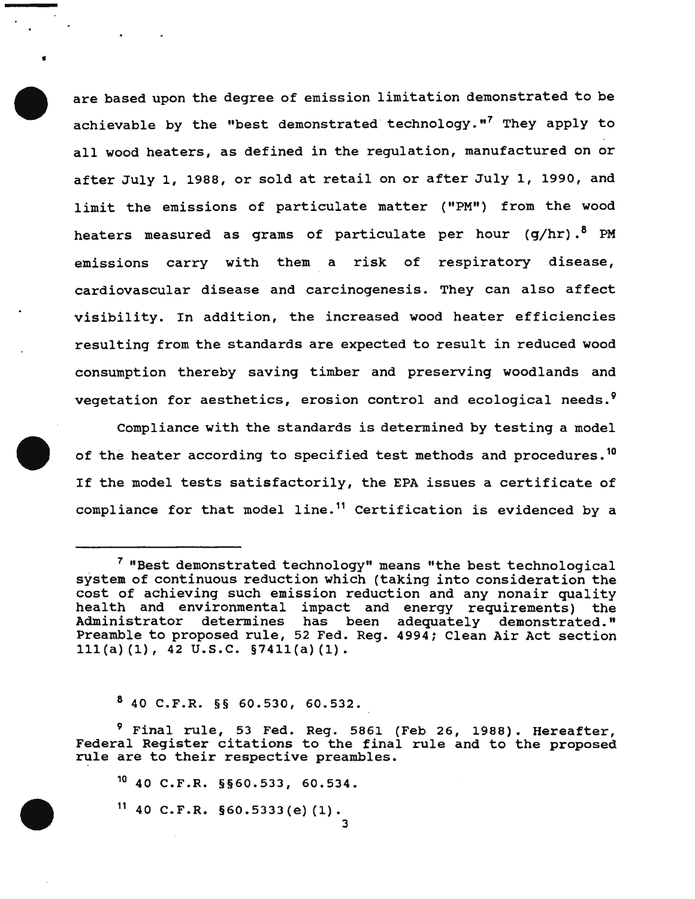are based upon the degree of emission limitation demonstrated to be achievable by the "best demonstrated technology."[7] They apply to all wood heaters, as defined in the regulation, manufactured on or after July 1, 1988, or sold at retail on or after July 1, 1990, and limit the emissions of particulate matter ("PM") from the wood heaters measured as grams of particulate per hour (g/hr).[8] PM emissions carry with them a risk of respiratory disease, cardiovascular disease and carcinogenesis. They can also affect visibility. In addition, the increased wood heater efficiencies resulting from the standards are expected to result in reduced wood consumption thereby saving timber and preserving woodlands and vegetation for aesthetics, erosion control and ecological needs.[9]

Compliance with the standards is determined by testing a model of the heater according to specified test methods and procedures.[10] If the model tests satisfactorily, the EPA issues a certificate of compliance for that model line.[11] Certification is evidenced by a

---

[7] "Best demonstrated technology" means "the best technological system of continuous reduction which (taking into consideration the cost of achieving such emission reduction and any nonair quality health and environmental impact and energy requirements) the Administrator determines has been adequately demonstrated." Preamble to proposed rule, 52 Fed. Reg. 4994; Clean Air Act section 111(a)(1), 42 U.S.C. §7411(a)(1).

[8] 40 C.F.R. §§ 60.530, 60.532.

[9] Final rule, 53 Fed. Reg. 5861 (Feb 26, 1988). Hereafter, Federal Register citations to the final rule and to the proposed rule are to their respective preambles.

[10] 40 C.F.R. §§60.533, 60.534.

[11] 40 C.F.R. §60.5333(e)(1).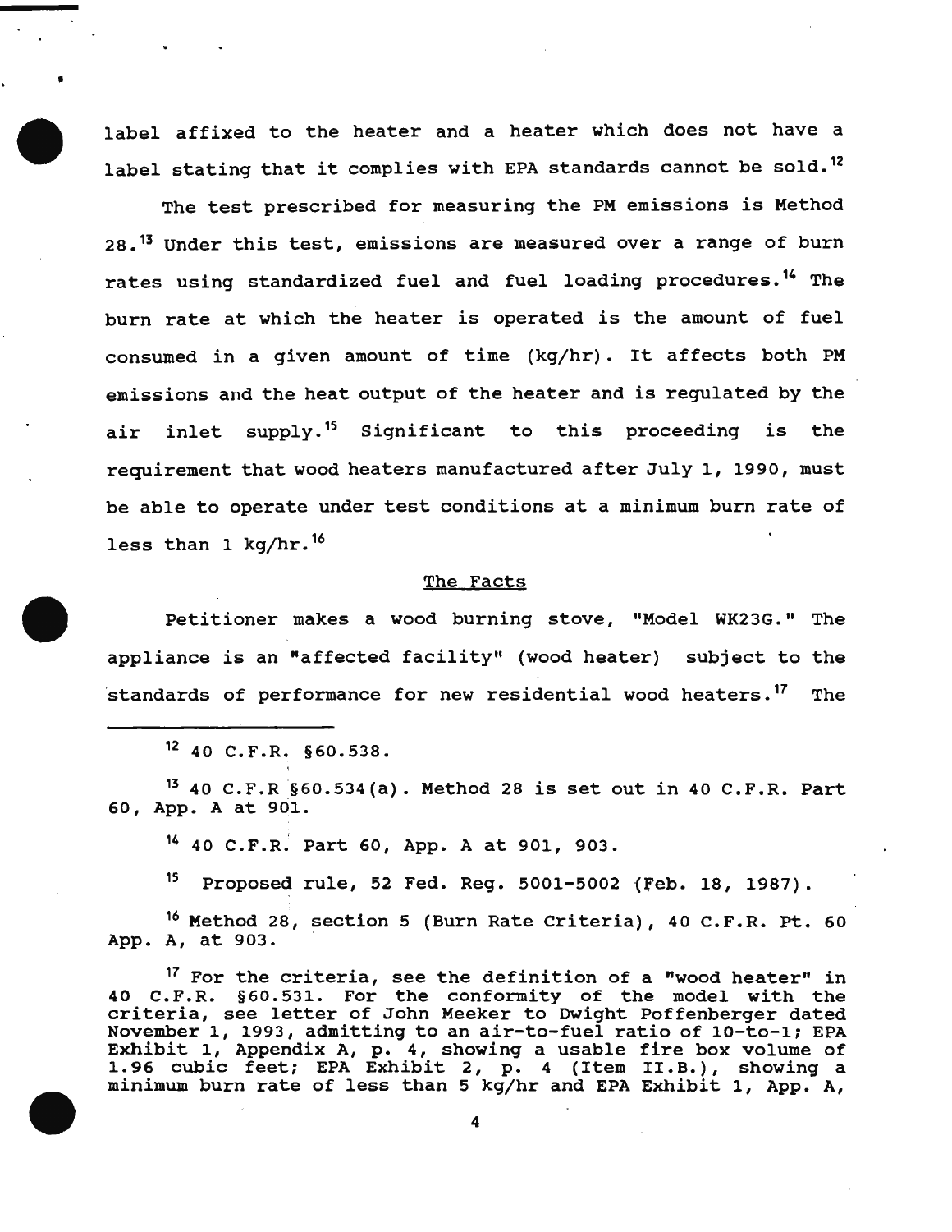label affixed to the heater and a heater which does not have a label stating that it complies with EPA standards cannot be sold.[12]

The test prescribed for measuring the PM emissions is Method 28.[13] Under this test, emissions are measured over a range of burn rates using standardized fuel and fuel loading procedures.[14] The burn rate at which the heater is operated is the amount of fuel consumed in a given amount of time (kg/hr). It affects both PM emissions and the heat output of the heater and is regulated by the air inlet supply.[15] Significant to this proceeding is the requirement that wood heaters manufactured after July 1, 1990, must be able to operate under test conditions at a minimum burn rate of less than 1 kg/hr.[16]

## The Facts

Petitioner makes a wood burning stove, "Model WK23G." The appliance is an "affected facility" (wood heater) subject to the standards of performance for new residential wood heaters.[17] The

---

[12] 40 C.F.R. §60.538.

[13] 40 C.F.R §60.534(a). Method 28 is set out in 40 C.F.R. Part 60, App. A at 901.

[14] 40 C.F.R. Part 60, App. A at 901, 903.

[15] Proposed rule, 52 Fed. Reg. 5001-5002 (Feb. 18, 1987).

[16] Method 28, section 5 (Burn Rate Criteria), 40 C.F.R. Pt. 60 App. A, at 903.

[17] For the criteria, see the definition of a "wood heater" in 40 C.F.R. §60.531. For the conformity of the model with the criteria, see letter of John Meeker to Dwight Poffenberger dated November 1, 1993, admitting to an air-to-fuel ratio of 10-to-1; EPA Exhibit 1, Appendix A, p. 4, showing a usable fire box volume of 1.96 cubic feet; EPA Exhibit 2, p. 4 (Item II.B.), showing a minimum burn rate of less than 5 kg/hr and EPA Exhibit 1, App. A,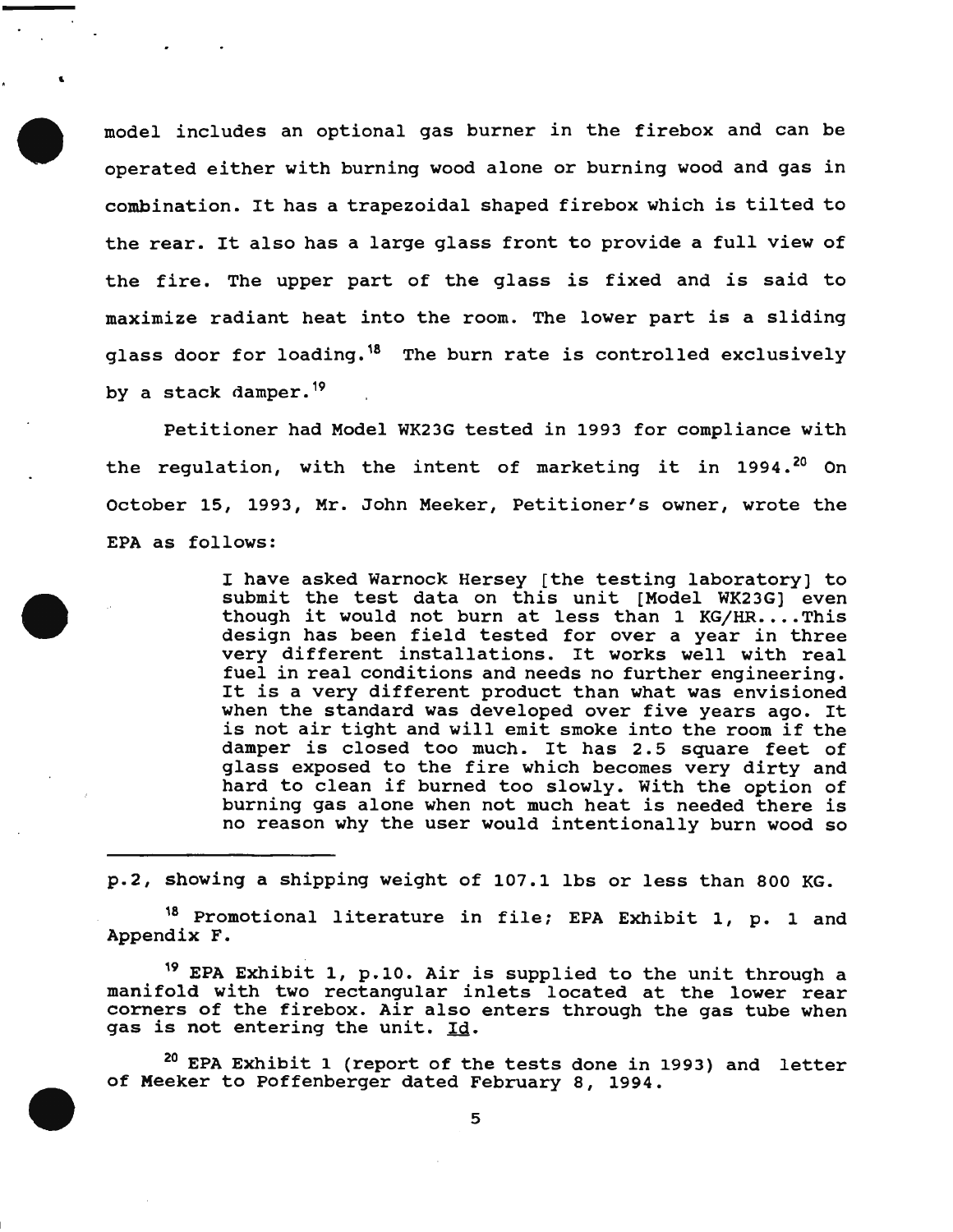model includes an optional gas burner in the firebox and can be operated either with burning wood alone or burning wood and gas in combination. It has a trapezoidal shaped firebox which is tilted to the rear. It also has a large glass front to provide a full view of the fire. The upper part of the glass is fixed and is said to maximize radiant heat into the room. The lower part is a sliding glass door for loading.[18] The burn rate is controlled exclusively by a stack damper.[19]

Petitioner had Model WK23G tested in 1993 for compliance with the regulation, with the intent of marketing it in 1994.[20] On October 15, 1993, Mr. John Meeker, Petitioner's owner, wrote the EPA as follows:

> I have asked Warnock Hersey [the testing laboratory] to submit the test data on this unit [Model WK23G] even though it would not burn at less than 1 KG/HR....This design has been field tested for over a year in three very different installations. It works well with real fuel in real conditions and needs no further engineering. It is a very different product than what was envisioned when the standard was developed over five years ago. It is not air tight and will emit smoke into the room if the damper is closed too much. It has 2.5 square feet of glass exposed to the fire which becomes very dirty and hard to clean if burned too slowly. With the option of burning gas alone when not much heat is needed there is no reason why the user would intentionally burn wood so

---

p.2, showing a shipping weight of 107.1 lbs or less than 800 KG.

[18] Promotional literature in file; EPA Exhibit 1, p. 1 and Appendix F.

[19] EPA Exhibit 1, p.10. Air is supplied to the unit through a manifold with two rectangular inlets located at the lower rear corners of the firebox. Air also enters through the gas tube when gas is not entering the unit. Id.

[20] EPA Exhibit 1 (report of the tests done in 1993) and letter of Meeker to Poffenberger dated February 8, 1994.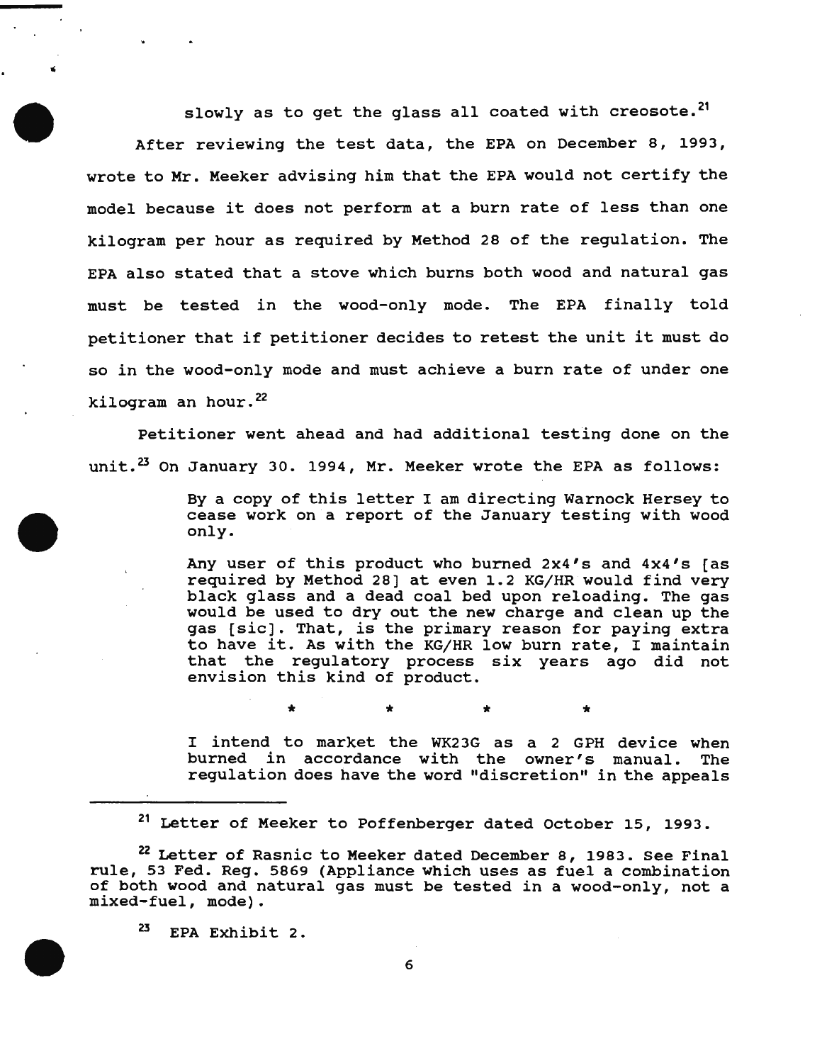slowly as to get the glass all coated with creosote.[21]

After reviewing the test data, the EPA on December 8, 1993, wrote to Mr. Meeker advising him that the EPA would not certify the model because it does not perform at a burn rate of less than one kilogram per hour as required by Method 28 of the regulation. The EPA also stated that a stove which burns both wood and natural gas must be tested in the wood-only mode. The EPA finally told petitioner that if petitioner decides to retest the unit it must do so in the wood-only mode and must achieve a burn rate of under one kilogram an hour.[22]

Petitioner went ahead and had additional testing done on the unit.[23] On January 30. 1994, Mr. Meeker wrote the EPA as follows:

> By a copy of this letter I am directing Warnock Hersey to cease work on a report of the January testing with wood only.
>
> Any user of this product who burned 2x4's and 4x4's [as required by Method 28] at even 1.2 KG/HR would find very black glass and a dead coal bed upon reloading. The gas would be used to dry out the new charge and clean up the gas [sic]. That, is the primary reason for paying extra to have it. As with the KG/HR low burn rate, I maintain that the regulatory process six years ago did not envision this kind of product.
>
> \* \* \* \*
>
> I intend to market the WK23G as a 2 GPH device when burned in accordance with the owner's manual. The regulation does have the word "discretion" in the appeals

---

[21] Letter of Meeker to Poffenberger dated October 15, 1993.

[22] Letter of Rasnic to Meeker dated December 8, 1983. See Final rule, 53 Fed. Reg. 5869 (Appliance which uses as fuel a combination of both wood and natural gas must be tested in a wood-only, not a mixed-fuel, mode).

[23] EPA Exhibit 2.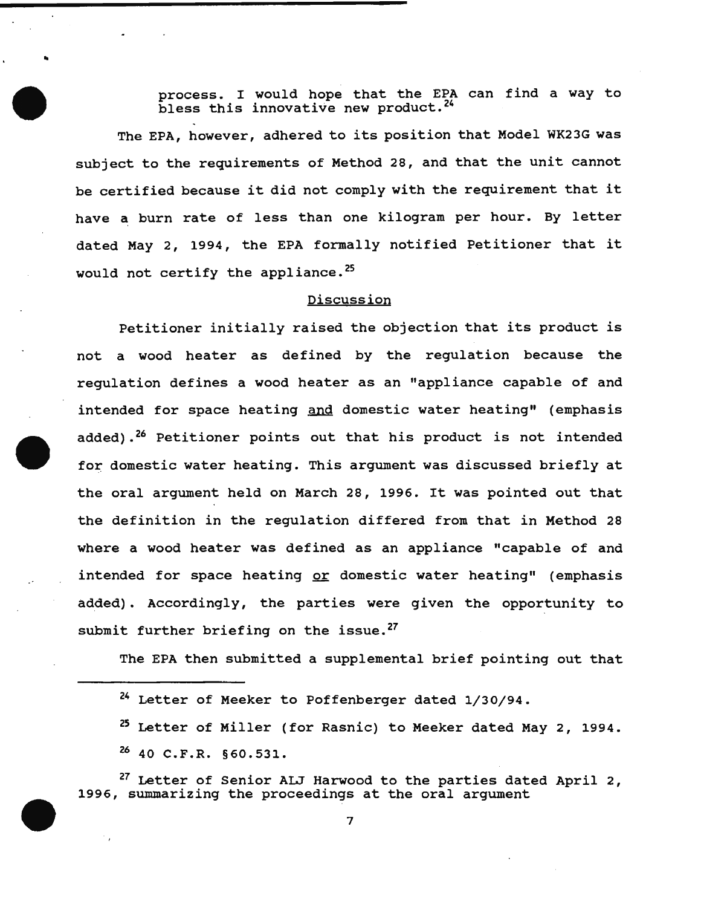process. I would hope that the EPA can find a way to bless this innovative new product.[24]

The EPA, however, adhered to its position that Model WK23G was subject to the requirements of Method 28, and that the unit cannot be certified because it did not comply with the requirement that it have a burn rate of less than one kilogram per hour. By letter dated May 2, 1994, the EPA formally notified Petitioner that it would not certify the appliance.[25]

## Discussion

Petitioner initially raised the objection that its product is not a wood heater as defined by the regulation because the regulation defines a wood heater as an "appliance capable of and intended for space heating <u>and</u> domestic water heating" (emphasis added).[26] Petitioner points out that his product is not intended for domestic water heating. This argument was discussed briefly at the oral argument held on March 28, 1996. It was pointed out that the definition in the regulation differed from that in Method 28 where a wood heater was defined as an appliance "capable of and intended for space heating <u>or</u> domestic water heating" (emphasis added). Accordingly, the parties were given the opportunity to submit further briefing on the issue.[27]

The EPA then submitted a supplemental brief pointing out that

---

[24] Letter of Meeker to Poffenberger dated 1/30/94.

[25] Letter of Miller (for Rasnic) to Meeker dated May 2, 1994.

[26] 40 C.F.R. §60.531.

[27] Letter of Senior ALJ Harwood to the parties dated April 2, 1996, summarizing the proceedings at the oral argument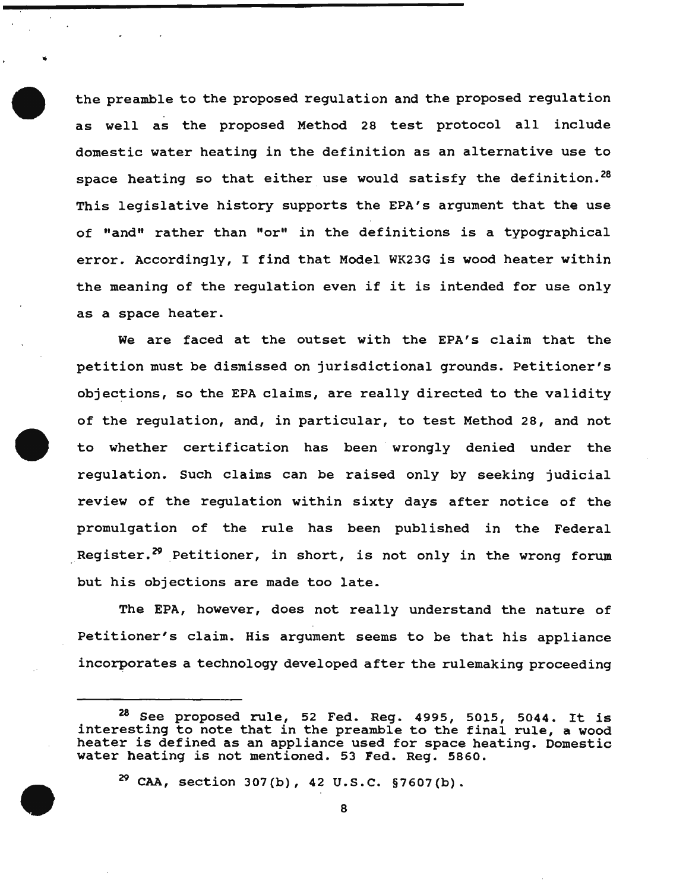the preamble to the proposed regulation and the proposed regulation as well as the proposed Method 28 test protocol all include domestic water heating in the definition as an alternative use to space heating so that either use would satisfy the definition.[28] This legislative history supports the EPA's argument that the use of "and" rather than "or" in the definitions is a typographical error. Accordingly, I find that Model WK23G is wood heater within the meaning of the regulation even if it is intended for use only as a space heater.

We are faced at the outset with the EPA's claim that the petition must be dismissed on jurisdictional grounds. Petitioner's objections, so the EPA claims, are really directed to the validity of the regulation, and, in particular, to test Method 28, and not to whether certification has been wrongly denied under the regulation. Such claims can be raised only by seeking judicial review of the regulation within sixty days after notice of the promulgation of the rule has been published in the Federal Register.[29] Petitioner, in short, is not only in the wrong forum but his objections are made too late.

The EPA, however, does not really understand the nature of Petitioner's claim. His argument seems to be that his appliance incorporates a technology developed after the rulemaking proceeding

---

[28] See proposed rule, 52 Fed. Reg. 4995, 5015, 5044. It is interesting to note that in the preamble to the final rule, a wood heater is defined as an appliance used for space heating. Domestic water heating is not mentioned. 53 Fed. Reg. 5860.

[29] CAA, section 307(b), 42 U.S.C. §7607(b).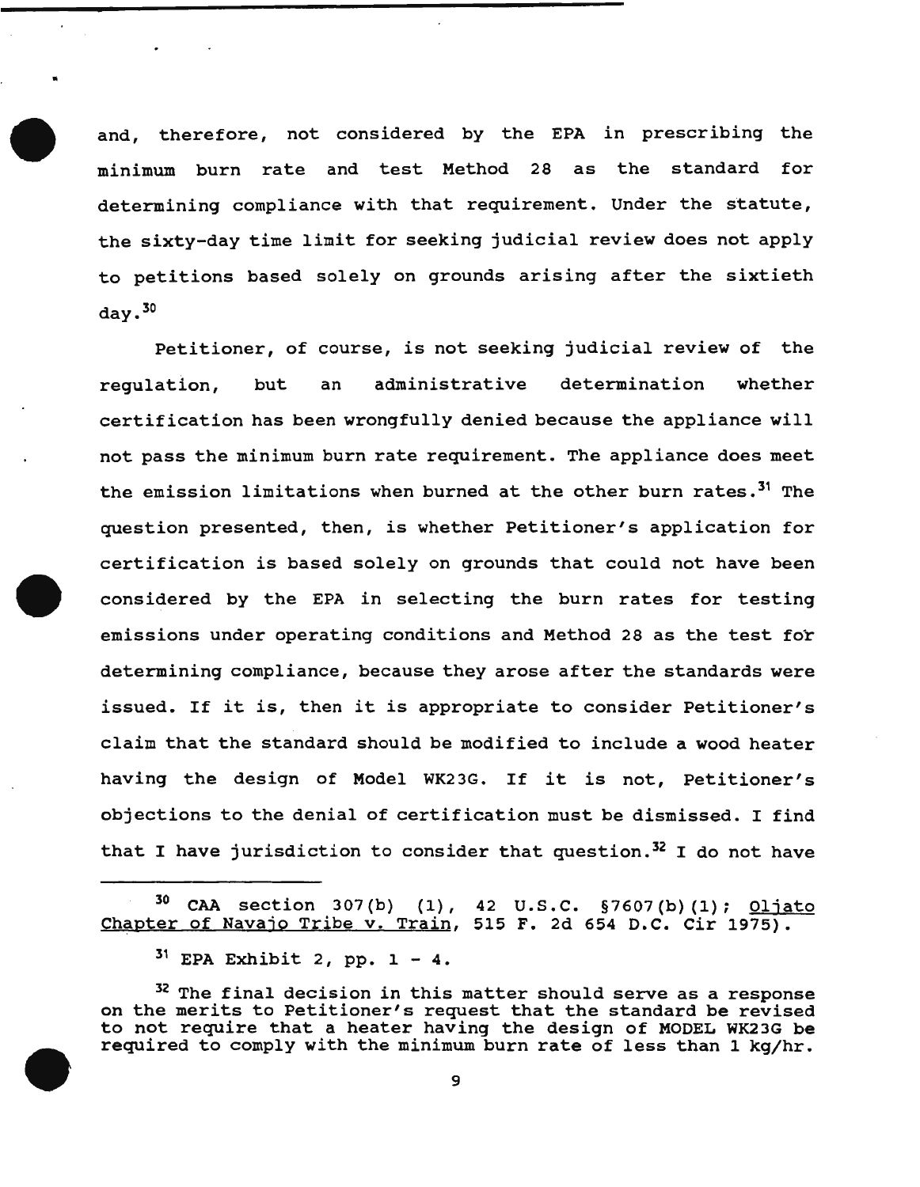and, therefore, not considered by the EPA in prescribing the minimum burn rate and test Method 28 as the standard for determining compliance with that requirement. Under the statute, the sixty-day time limit for seeking judicial review does not apply to petitions based solely on grounds arising after the sixtieth day.[30]

Petitioner, of course, is not seeking judicial review of the regulation, but an administrative determination whether certification has been wrongfully denied because the appliance will not pass the minimum burn rate requirement. The appliance does meet the emission limitations when burned at the other burn rates.[31] The question presented, then, is whether Petitioner's application for certification is based solely on grounds that could not have been considered by the EPA in selecting the burn rates for testing emissions under operating conditions and Method 28 as the test for determining compliance, because they arose after the standards were issued. If it is, then it is appropriate to consider Petitioner's claim that the standard should be modified to include a wood heater having the design of Model WK23G. If it is not, Petitioner's objections to the denial of certification must be dismissed. I find that I have jurisdiction to consider that question.[32] I do not have

---

[30] CAA section 307(b) (1), 42 U.S.C. §7607(b)(1); Oljato Chapter of Navajo Tribe v. Train, 515 F. 2d 654 D.C. Cir 1975).

[31] EPA Exhibit 2, pp. 1 - 4.

[32] The final decision in this matter should serve as a response on the merits to Petitioner's request that the standard be revised to not require that a heater having the design of MODEL WK23G be required to comply with the minimum burn rate of less than 1 kg/hr.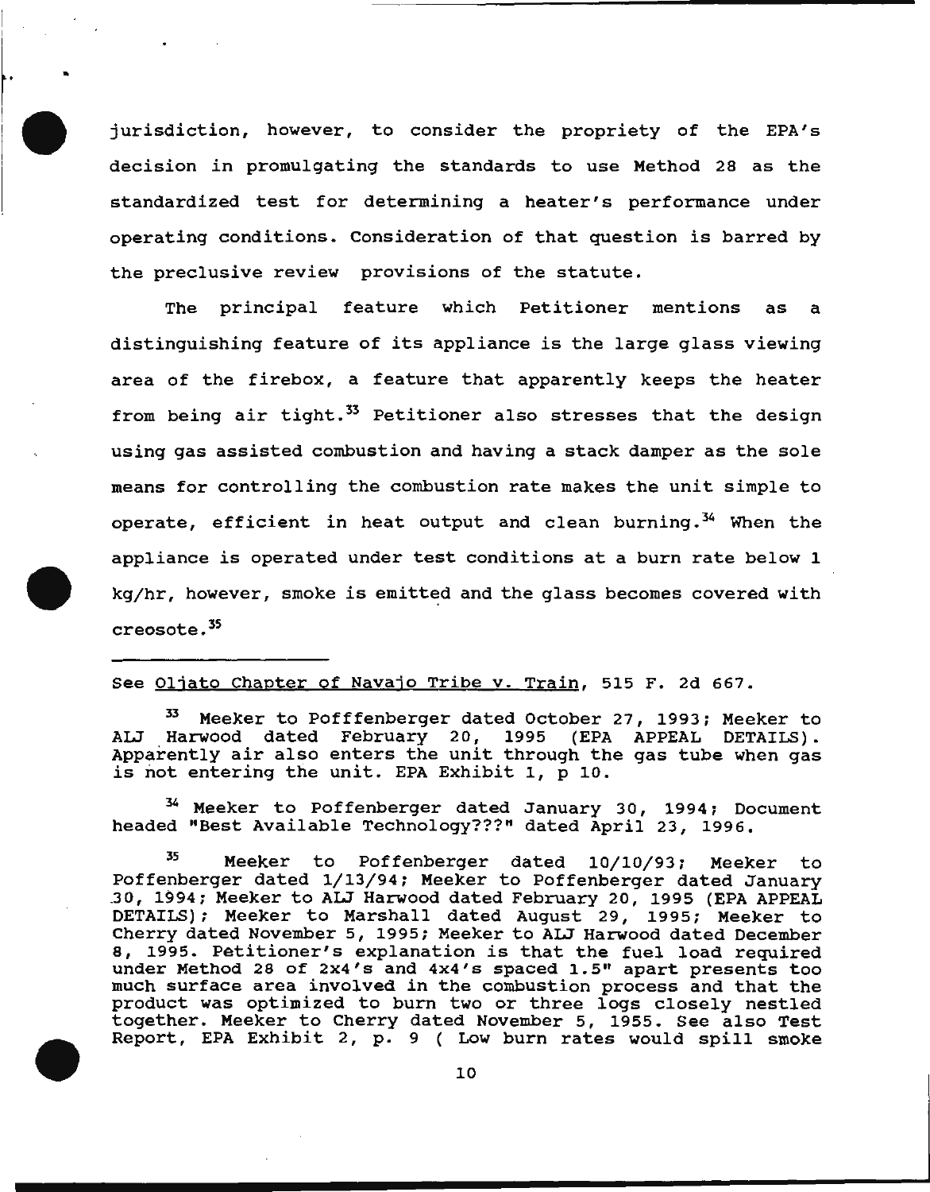jurisdiction, however, to consider the propriety of the EPA's decision in promulgating the standards to use Method 28 as the standardized test for determining a heater's performance under operating conditions. Consideration of that question is barred by the preclusive review provisions of the statute.

The principal feature which Petitioner mentions as a distinguishing feature of its appliance is the large glass viewing area of the firebox, a feature that apparently keeps the heater from being air tight.[33] Petitioner also stresses that the design using gas assisted combustion and having a stack damper as the sole means for controlling the combustion rate makes the unit simple to operate, efficient in heat output and clean burning.[34] When the appliance is operated under test conditions at a burn rate below 1 kg/hr, however, smoke is emitted and the glass becomes covered with creosote.[35]

---

See Oljato Chapter of Navajo Tribe v. Train, 515 F. 2d 667.

[33] Meeker to Pofffenberger dated October 27, 1993; Meeker to ALJ Harwood dated February 20, 1995 (EPA APPEAL DETAILS). Apparently air also enters the unit through the gas tube when gas is not entering the unit. EPA Exhibit 1, p 10.

[34] Meeker to Poffenberger dated January 30, 1994; Document headed "Best Available Technology???" dated April 23, 1996.

[35] Meeker to Poffenberger dated 10/10/93; Meeker to Poffenberger dated 1/13/94; Meeker to Poffenberger dated January 30, 1994; Meeker to ALJ Harwood dated February 20, 1995 (EPA APPEAL DETAILS); Meeker to Marshall dated August 29, 1995; Meeker to Cherry dated November 5, 1995; Meeker to ALJ Harwood dated December 8, 1995. Petitioner's explanation is that the fuel load required under Method 28 of 2x4's and 4x4's spaced 1.5" apart presents too much surface area involved in the combustion process and that the product was optimized to burn two or three logs closely nestled together. Meeker to Cherry dated November 5, 1955. See also Test Report, EPA Exhibit 2, p. 9 ( Low burn rates would spill smoke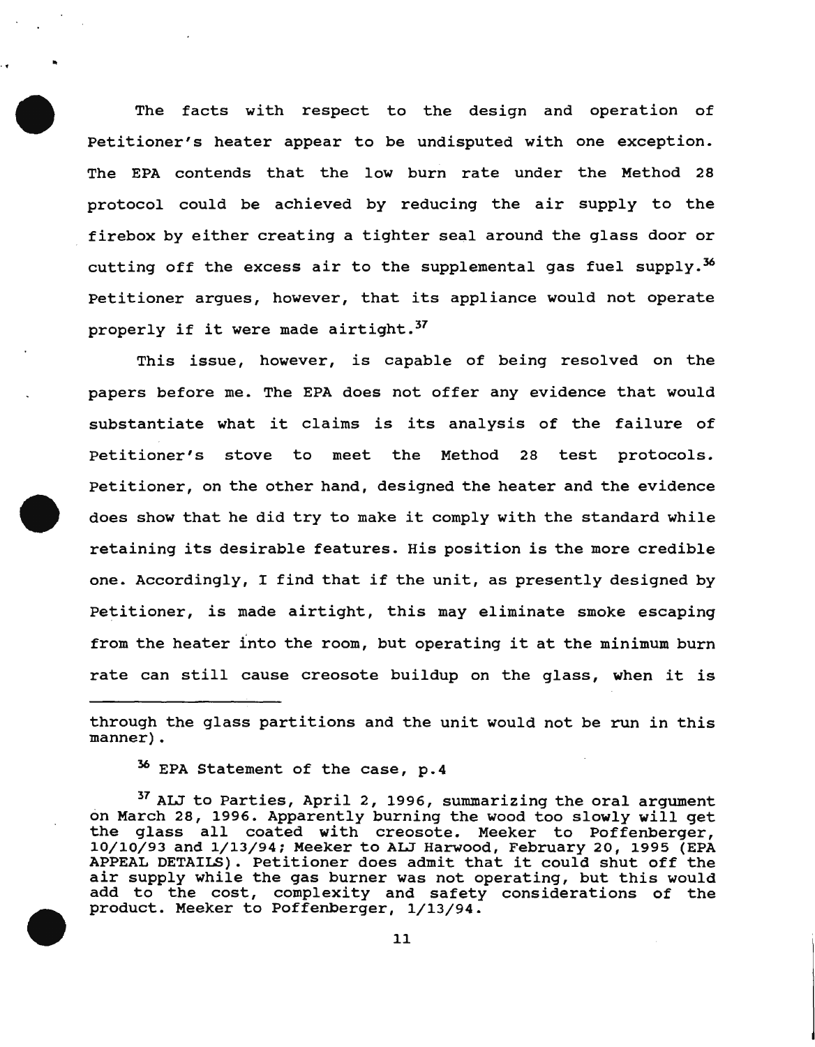The facts with respect to the design and operation of Petitioner's heater appear to be undisputed with one exception. The EPA contends that the low burn rate under the Method 28 protocol could be achieved by reducing the air supply to the firebox by either creating a tighter seal around the glass door or cutting off the excess air to the supplemental gas fuel supply.[36] Petitioner argues, however, that its appliance would not operate properly if it were made airtight.[37]

This issue, however, is capable of being resolved on the papers before me. The EPA does not offer any evidence that would substantiate what it claims is its analysis of the failure of Petitioner's stove to meet the Method 28 test protocols. Petitioner, on the other hand, designed the heater and the evidence does show that he did try to make it comply with the standard while retaining its desirable features. His position is the more credible one. Accordingly, I find that if the unit, as presently designed by Petitioner, is made airtight, this may eliminate smoke escaping from the heater into the room, but operating it at the minimum burn rate can still cause creosote buildup on the glass, when it is

---

through the glass partitions and the unit would not be run in this manner).

[36] EPA Statement of the case, p.4

[37] ALJ to Parties, April 2, 1996, summarizing the oral argument on March 28, 1996. Apparently burning the wood too slowly will get the glass all coated with creosote. Meeker to Poffenberger, 10/10/93 and 1/13/94; Meeker to ALJ Harwood, February 20, 1995 (EPA APPEAL DETAILS). Petitioner does admit that it could shut off the air supply while the gas burner was not operating, but this would add to the cost, complexity and safety considerations of the product. Meeker to Poffenberger, 1/13/94.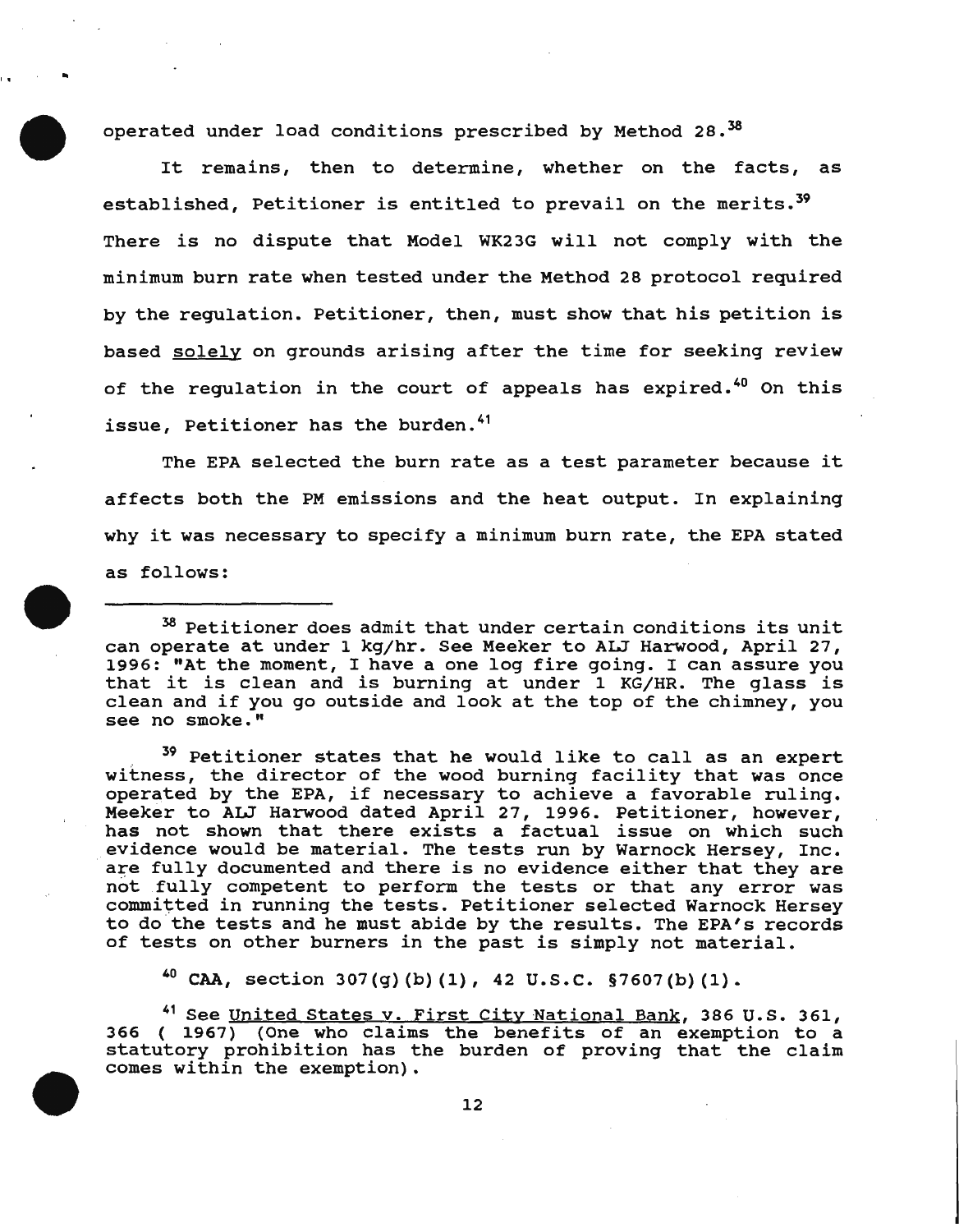operated under load conditions prescribed by Method 28.[38]

It remains, then to determine, whether on the facts, as established, Petitioner is entitled to prevail on the merits.[39] There is no dispute that Model WK23G will not comply with the minimum burn rate when tested under the Method 28 protocol required by the regulation. Petitioner, then, must show that his petition is based <u>solely</u> on grounds arising after the time for seeking review of the regulation in the court of appeals has expired.[40] On this issue, Petitioner has the burden.[41]

The EPA selected the burn rate as a test parameter because it affects both the PM emissions and the heat output. In explaining why it was necessary to specify a minimum burn rate, the EPA stated as follows:

---

[38] Petitioner does admit that under certain conditions its unit can operate at under 1 kg/hr. See Meeker to ALJ Harwood, April 27, 1996: "At the moment, I have a one log fire going. I can assure you that it is clean and is burning at under 1 KG/HR. The glass is clean and if you go outside and look at the top of the chimney, you see no smoke."

[39] Petitioner states that he would like to call as an expert witness, the director of the wood burning facility that was once operated by the EPA, if necessary to achieve a favorable ruling. Meeker to ALJ Harwood dated April 27, 1996. Petitioner, however, has not shown that there exists a factual issue on which such evidence would be material. The tests run by Warnock Hersey, Inc. are fully documented and there is no evidence either that they are not fully competent to perform the tests or that any error was committed in running the tests. Petitioner selected Warnock Hersey to do the tests and he must abide by the results. The EPA's records of tests on other burners in the past is simply not material.

[40] **CAA**, section 307(g)(b)(1), 42 U.S.C. §7607(b)(1).

[41] See <u>United States v. First City National Bank</u>, 386 U.S. 361, 366 ( 1967) (One who claims the benefits of an exemption to a statutory prohibition has the burden of proving that the claim comes within the exemption).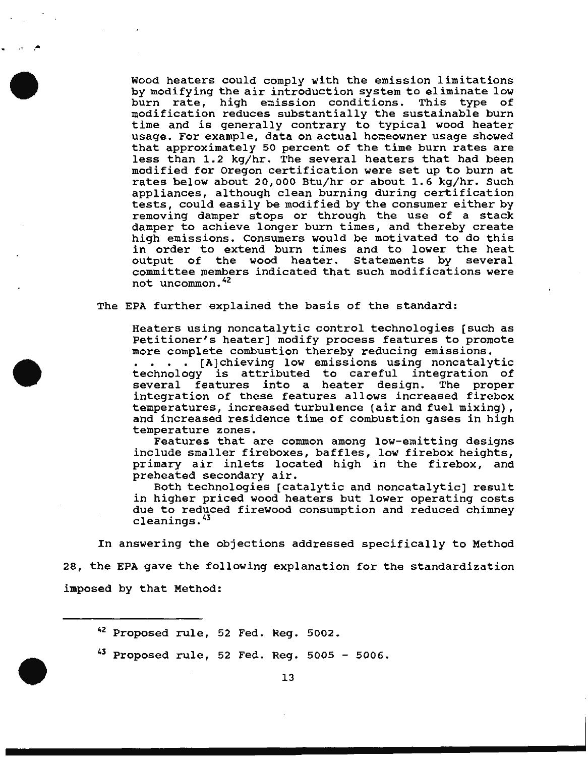> Wood heaters could comply with the emission limitations by modifying the air introduction system to eliminate low burn rate, high emission conditions. This type of modification reduces substantially the sustainable burn time and is generally contrary to typical wood heater usage. For example, data on actual homeowner usage showed that approximately 50 percent of the time burn rates are less than 1.2 kg/hr. The several heaters that had been modified for Oregon certification were set up to burn at rates below about 20,000 Btu/hr or about 1.6 kg/hr. Such appliances, although clean burning during certification tests, could easily be modified by the consumer either by removing damper stops or through the use of a stack damper to achieve longer burn times, and thereby create high emissions. Consumers would be motivated to do this in order to extend burn times and to lower the heat output of the wood heater. Statements by several committee members indicated that such modifications were not uncommon.[42]

The EPA further explained the basis of the standard:

> Heaters using noncatalytic control technologies [such as Petitioner's heater] modify process features to promote more complete combustion thereby reducing emissions. . . . . [A]chieving low emissions using noncatalytic technology is attributed to careful integration of several features into a heater design. The proper integration of these features allows increased firebox temperatures, increased turbulence (air and fuel mixing), and increased residence time of combustion gases in high temperature zones.
>
> Features that are common among low-emitting designs include smaller fireboxes, baffles, low firebox heights, primary air inlets located high in the firebox, and preheated secondary air.
>
> Both technologies [catalytic and noncatalytic] result in higher priced wood heaters but lower operating costs due to reduced firewood consumption and reduced chimney cleanings.[43]

In answering the objections addressed specifically to Method 28, the EPA gave the following explanation for the standardization imposed by that Method:

---

[42] Proposed rule, 52 Fed. Reg. 5002.

[43] Proposed rule, 52 Fed. Reg. 5005 - 5006.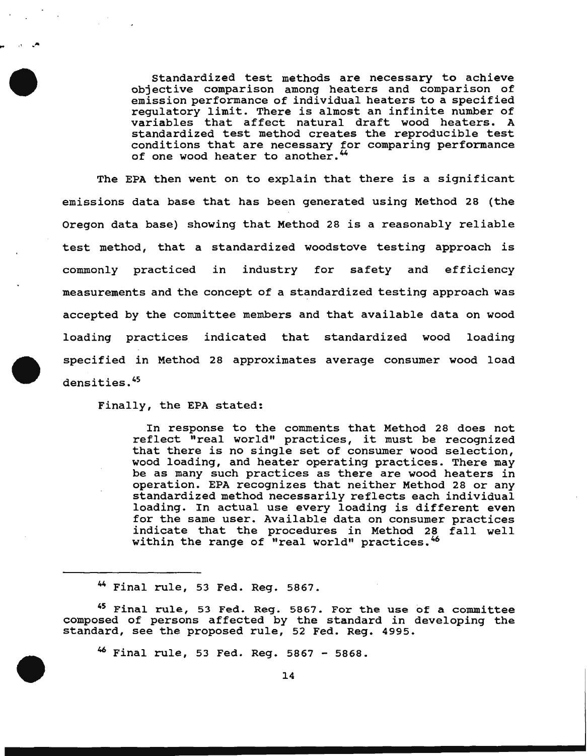> Standardized test methods are necessary to achieve objective comparison among heaters and comparison of emission performance of individual heaters to a specified regulatory limit. There is almost an infinite number of variables that affect natural draft wood heaters. A standardized test method creates the reproducible test conditions that are necessary for comparing performance of one wood heater to another.[44]

The EPA then went on to explain that there is a significant emissions data base that has been generated using Method 28 (the Oregon data base) showing that Method 28 is a reasonably reliable test method, that a standardized woodstove testing approach is commonly practiced in industry for safety and efficiency measurements and the concept of a standardized testing approach was accepted by the committee members and that available data on wood loading practices indicated that standardized wood loading specified in Method 28 approximates average consumer wood load densities.[45]

Finally, the EPA stated:

> In response to the comments that Method 28 does not reflect "real world" practices, it must be recognized that there is no single set of consumer wood selection, wood loading, and heater operating practices. There may be as many such practices as there are wood heaters in operation. EPA recognizes that neither Method 28 or any standardized method necessarily reflects each individual loading. In actual use every loading is different even for the same user. Available data on consumer practices indicate that the procedures in Method 28 fall well within the range of "real world" practices.[46]

---

[44] Final rule, 53 Fed. Reg. 5867.

[45] Final rule, 53 Fed. Reg. 5867. For the use of a committee composed of persons affected by the standard in developing the standard, see the proposed rule, 52 Fed. Reg. 4995.

[46] Final rule, 53 Fed. Reg. 5867 - 5868.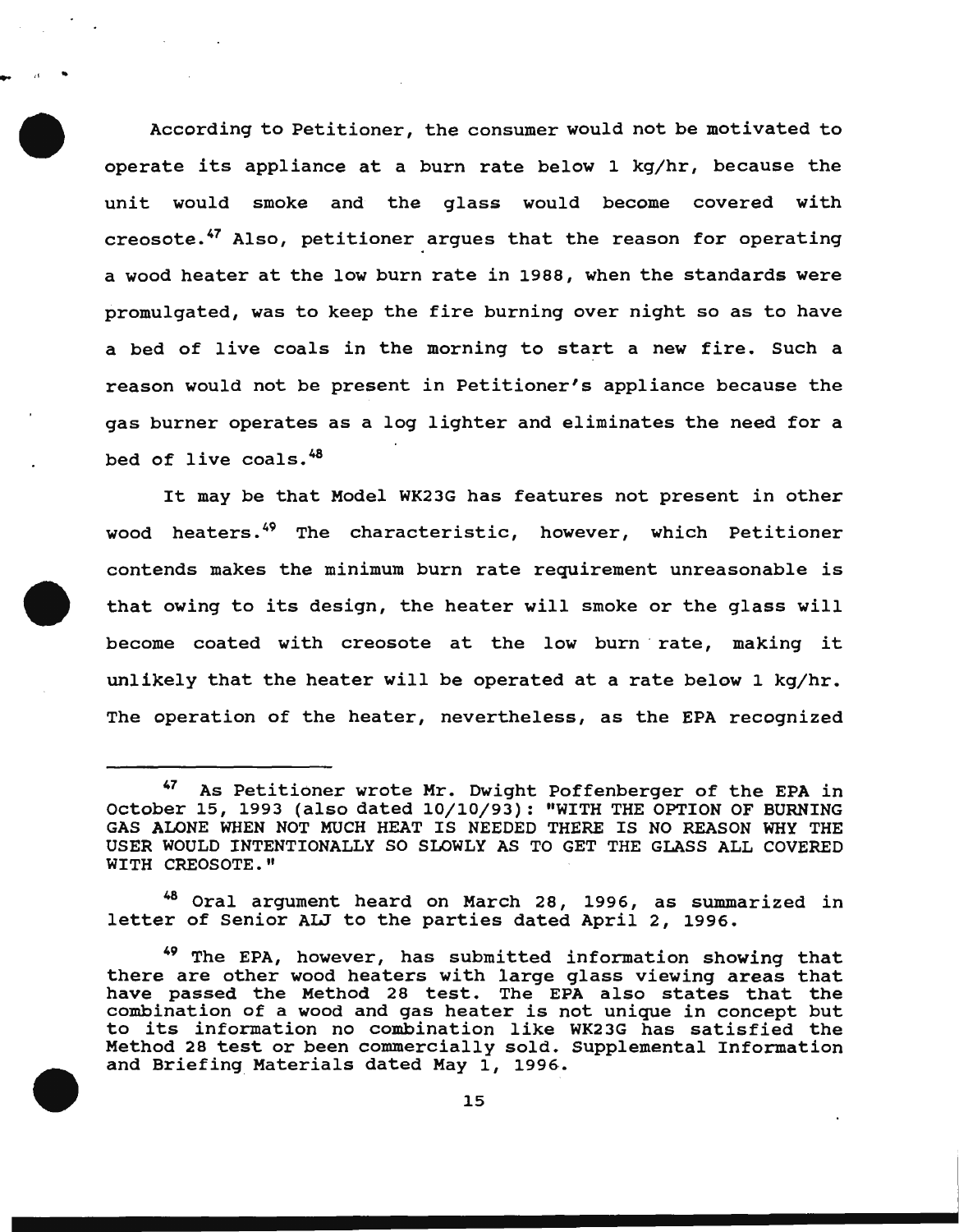According to Petitioner, the consumer would not be motivated to operate its appliance at a burn rate below 1 kg/hr, because the unit would smoke and the glass would become covered with creosote.[47] Also, petitioner argues that the reason for operating a wood heater at the low burn rate in 1988, when the standards were promulgated, was to keep the fire burning over night so as to have a bed of live coals in the morning to start a new fire. Such a reason would not be present in Petitioner's appliance because the gas burner operates as a log lighter and eliminates the need for a bed of live coals.[48]

It may be that Model WK23G has features not present in other wood heaters.[49] The characteristic, however, which Petitioner contends makes the minimum burn rate requirement unreasonable is that owing to its design, the heater will smoke or the glass will become coated with creosote at the low burn rate, making it unlikely that the heater will be operated at a rate below 1 kg/hr. The operation of the heater, nevertheless, as the EPA recognized

---

[47] As Petitioner wrote Mr. Dwight Poffenberger of the EPA in October 15, 1993 (also dated 10/10/93): "WITH THE OPTION OF BURNING GAS ALONE WHEN NOT MUCH HEAT IS NEEDED THERE IS NO REASON WHY THE USER WOULD INTENTIONALLY SO SLOWLY AS TO GET THE GLASS ALL COVERED WITH CREOSOTE."

[48] Oral argument heard on March 28, 1996, as summarized in letter of Senior ALJ to the parties dated April 2, 1996.

[49] The EPA, however, has submitted information showing that there are other wood heaters with large glass viewing areas that have passed the Method 28 test. The EPA also states that the combination of a wood and gas heater is not unique in concept but to its information no combination like WK23G has satisfied the Method 28 test or been commercially sold. Supplemental Information and Briefing Materials dated May 1, 1996.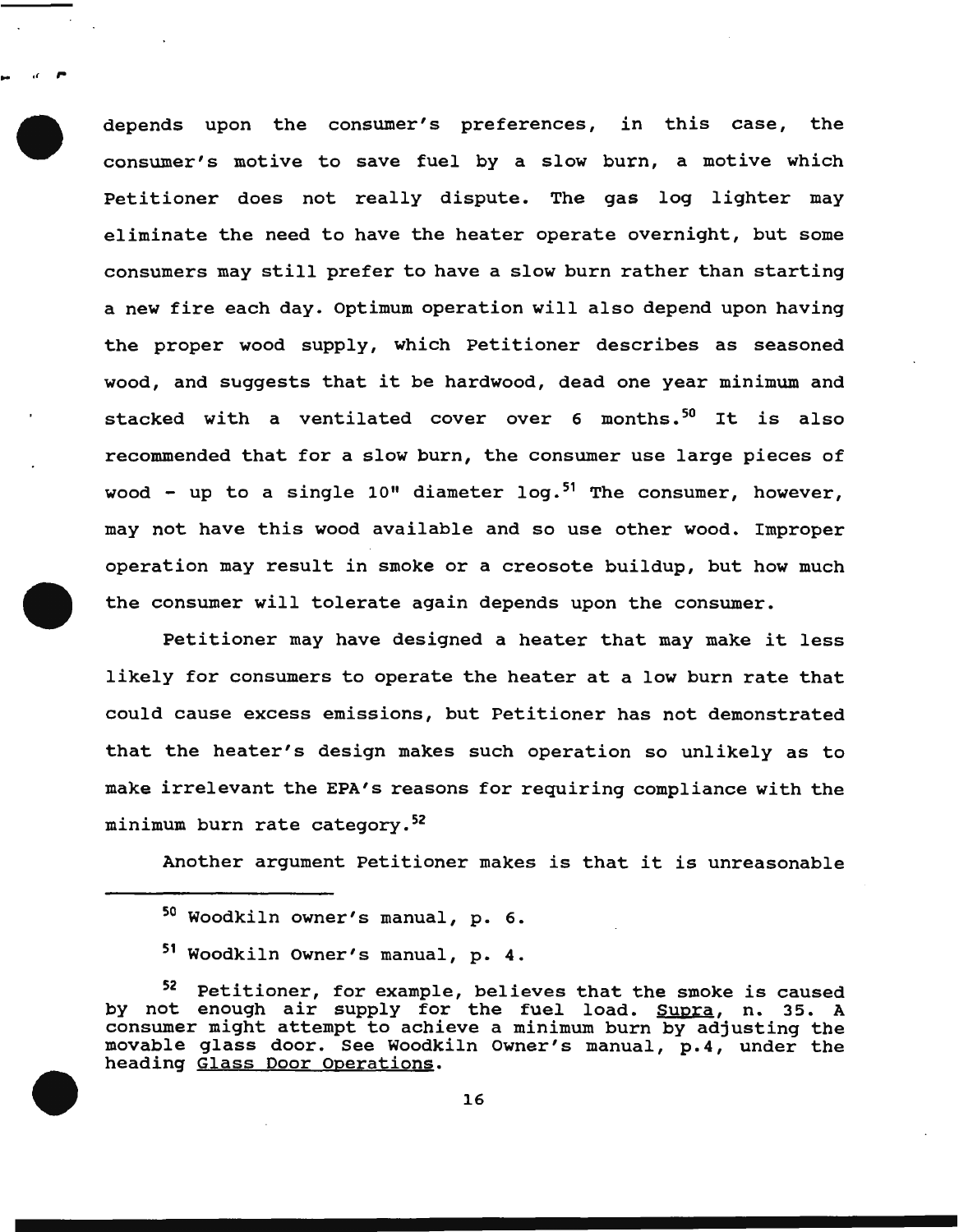depends upon the consumer's preferences, in this case, the consumer's motive to save fuel by a slow burn, a motive which Petitioner does not really dispute. The gas log lighter may eliminate the need to have the heater operate overnight, but some consumers may still prefer to have a slow burn rather than starting a new fire each day. Optimum operation will also depend upon having the proper wood supply, which Petitioner describes as seasoned wood, and suggests that it be hardwood, dead one year minimum and stacked with a ventilated cover over 6 months.[50] It is also recommended that for a slow burn, the consumer use large pieces of wood - up to a single 10" diameter log.[51] The consumer, however, may not have this wood available and so use other wood. Improper operation may result in smoke or a creosote buildup, but how much the consumer will tolerate again depends upon the consumer.

Petitioner may have designed a heater that may make it less likely for consumers to operate the heater at a low burn rate that could cause excess emissions, but Petitioner has not demonstrated that the heater's design makes such operation so unlikely as to make irrelevant the EPA's reasons for requiring compliance with the minimum burn rate category.[52]

Another argument Petitioner makes is that it is unreasonable

---

[50] Woodkiln owner's manual, p. 6.

[51] Woodkiln Owner's manual, p. 4.

[52] Petitioner, for example, believes that the smoke is caused by not enough air supply for the fuel load. Supra, n. 35. A consumer might attempt to achieve a minimum burn by adjusting the movable glass door. See Woodkiln Owner's manual, p.4, under the heading Glass Door Operations.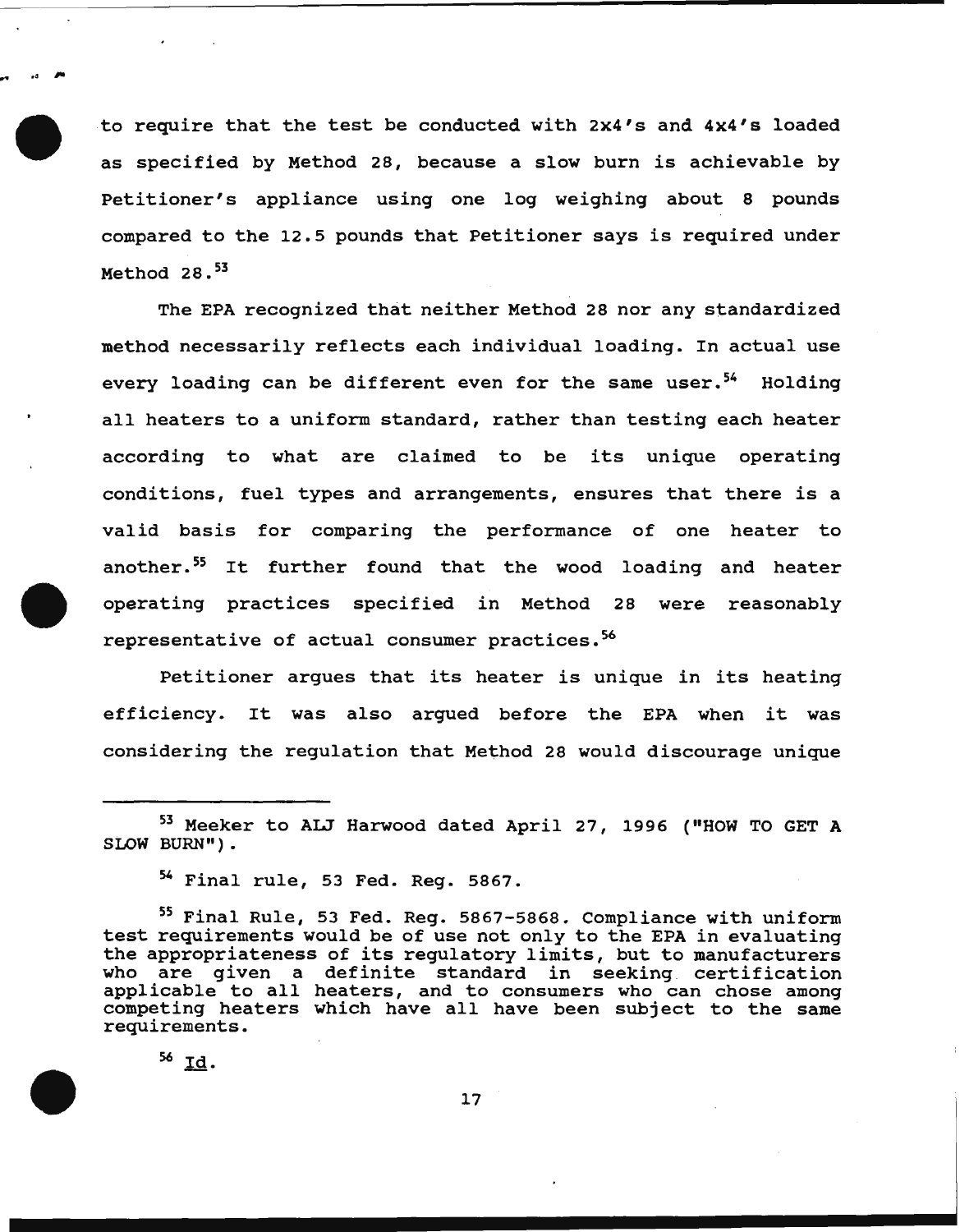to require that the test be conducted with 2x4's and 4x4's loaded as specified by Method 28, because a slow burn is achievable by Petitioner's appliance using one log weighing about 8 pounds compared to the 12.5 pounds that Petitioner says is required under Method 28.[53]

The EPA recognized that neither Method 28 nor any standardized method necessarily reflects each individual loading. In actual use every loading can be different even for the same user.[54] Holding all heaters to a uniform standard, rather than testing each heater according to what are claimed to be its unique operating conditions, fuel types and arrangements, ensures that there is a valid basis for comparing the performance of one heater to another.[55] It further found that the wood loading and heater operating practices specified in Method 28 were reasonably representative of actual consumer practices.[56]

Petitioner argues that its heater is unique in its heating efficiency. It was also argued before the EPA when it was considering the regulation that Method 28 would discourage unique

---

[53] Meeker to ALJ Harwood dated April 27, 1996 ("HOW TO GET A SLOW BURN").

[54] Final rule, 53 Fed. Reg. 5867.

[55] Final Rule, 53 Fed. Reg. 5867-5868. Compliance with uniform test requirements would be of use not only to the EPA in evaluating the appropriateness of its regulatory limits, but to manufacturers who are given a definite standard in seeking certification applicable to all heaters, and to consumers who can chose among competing heaters which have all have been subject to the same requirements.

[56] Id.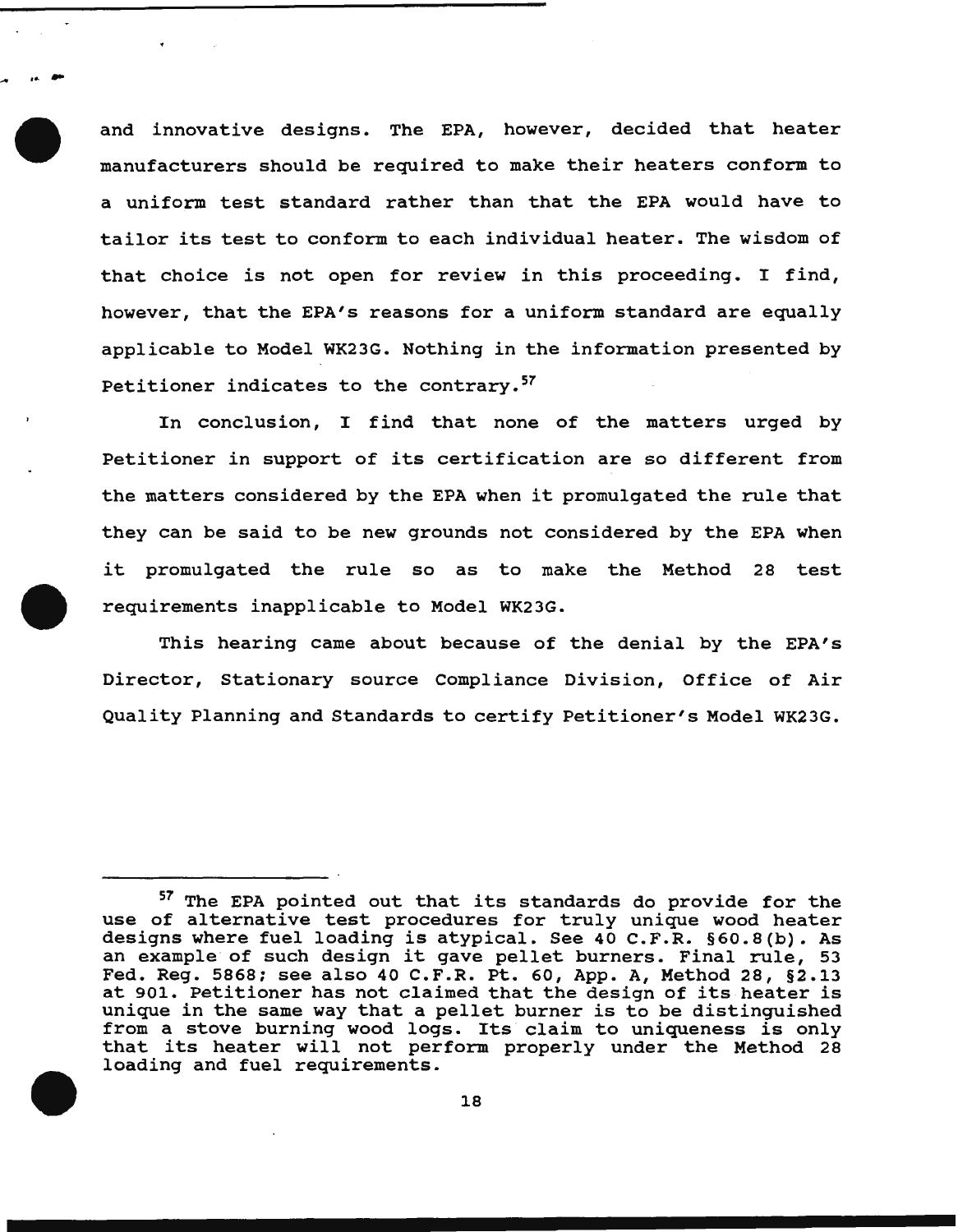and innovative designs. The EPA, however, decided that heater manufacturers should be required to make their heaters conform to a uniform test standard rather than that the EPA would have to tailor its test to conform to each individual heater. The wisdom of that choice is not open for review in this proceeding. I find, however, that the EPA's reasons for a uniform standard are equally applicable to Model WK23G. Nothing in the information presented by Petitioner indicates to the contrary.[57]

In conclusion, I find that none of the matters urged by Petitioner in support of its certification are so different from the matters considered by the EPA when it promulgated the rule that they can be said to be new grounds not considered by the EPA when it promulgated the rule so as to make the Method 28 test requirements inapplicable to Model WK23G.

This hearing came about because of the denial by the EPA's Director, Stationary source Compliance Division, Office of Air Quality Planning and Standards to certify Petitioner's Model WK23G.

---

[57] The EPA pointed out that its standards do provide for the use of alternative test procedures for truly unique wood heater designs where fuel loading is atypical. See 40 C.F.R. §60.8(b). As an example of such design it gave pellet burners. Final rule, 53 Fed. Reg. 5868; see also 40 C.F.R. Pt. 60, App. A, Method 28, §2.13 at 901. Petitioner has not claimed that the design of its heater is unique in the same way that a pellet burner is to be distinguished from a stove burning wood logs. Its claim to uniqueness is only that its heater will not perform properly under the Method 28 loading and fuel requirements.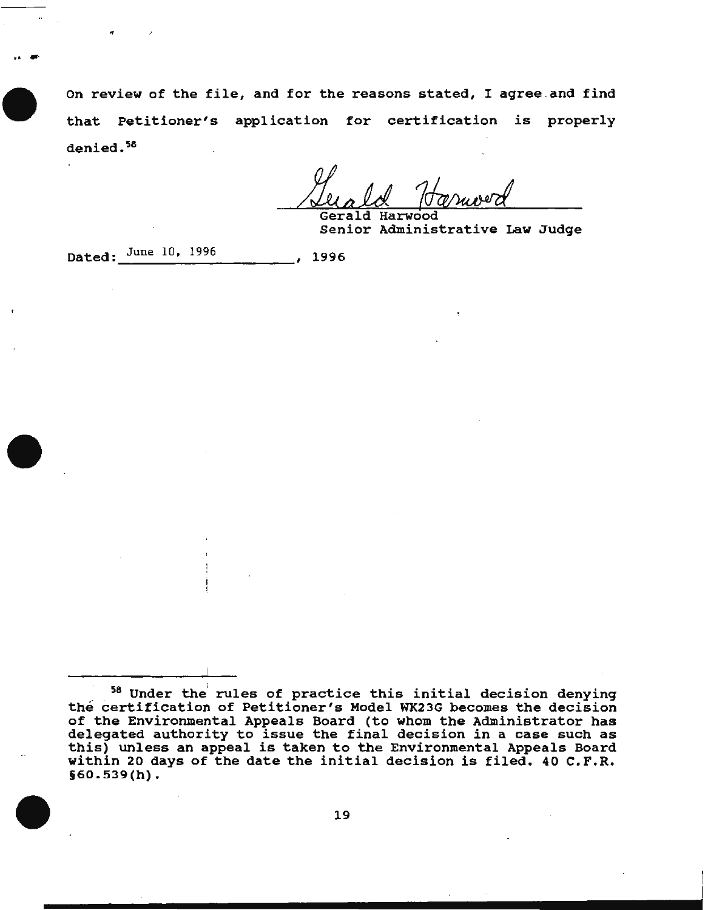On review of the file, and for the reasons stated, I agree and find that Petitioner's application for certification is properly denied.[58]

Gerald Harwood
Senior Administrative Law Judge

Dated: June 10, 1996 , 1996

[58] Under the rules of practice this initial decision denying the certification of Petitioner's Model WK23G becomes the decision of the Environmental Appeals Board (to whom the Administrator has delegated authority to issue the final decision in a case such as this) unless an appeal is taken to the Environmental Appeals Board within 20 days of the date the initial decision is filed. 40 C.F.R. §60.539(h).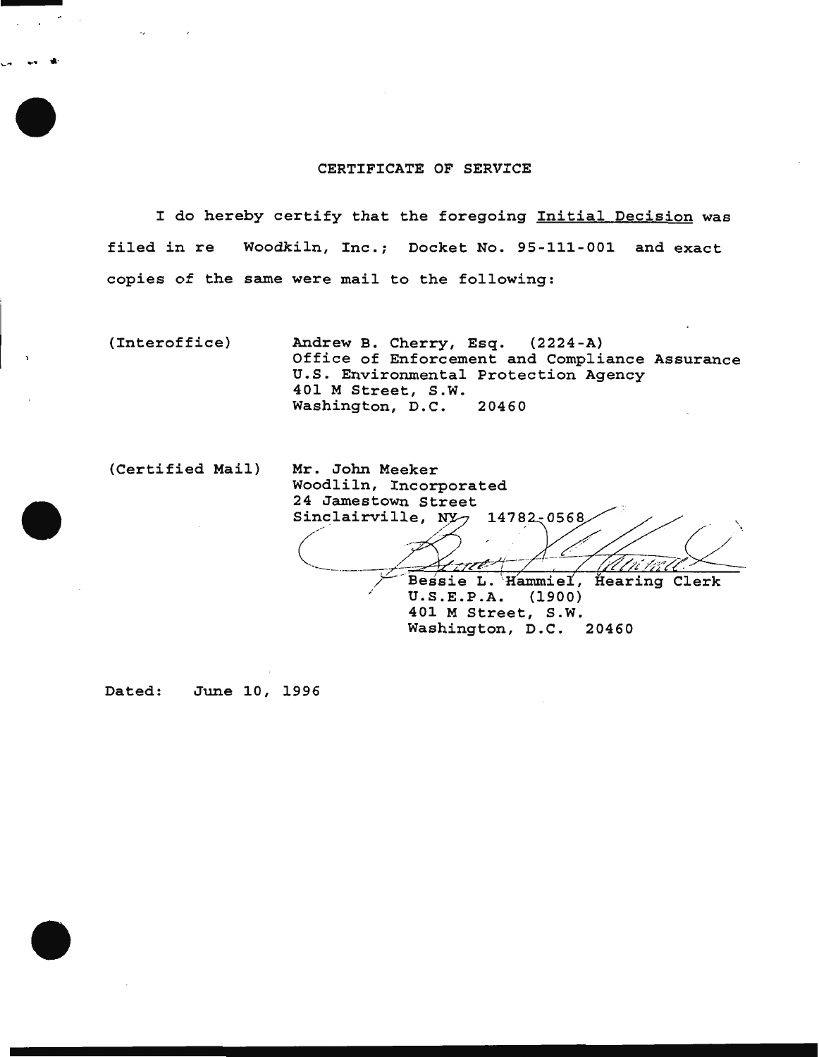# CERTIFICATE OF SERVICE

I do hereby certify that the foregoing Initial Decision was filed in re Woodkiln, Inc.; Docket No. 95-111-001 and exact copies of the same were mail to the following:

(Interoffice) Andrew B. Cherry, Esq. (2224-A)
Office of Enforcement and Compliance Assurance
U.S. Environmental Protection Agency
401 M Street, S.W.
Washington, D.C. 20460

(Certified Mail) Mr. John Meeker
Woodliln, Incorporated
24 Jamestown Street
Sinclairville, NY 14782-0568

Bessie L. Hammiel, Hearing Clerk
U.S.E.P.A. (1900)
401 M Street, S.W.
Washington, D.C. 20460

Dated: June 10, 1996